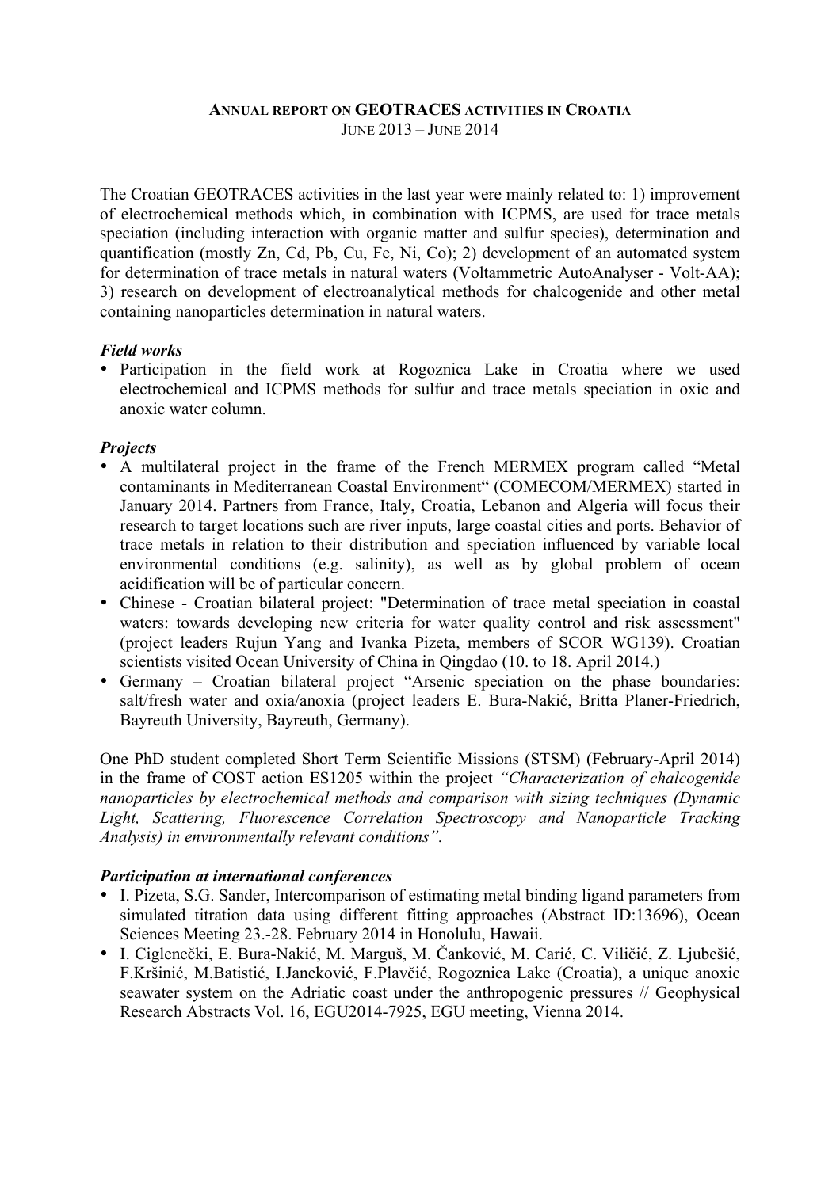# ANNUAL REPORT ON GEOTRACES ACTIVITIES IN CROATIA

JUNE 2013 – JUNE 2014

The Croatian GEOTRACES activities in the last year were mainly related to: 1) improvement of electrochemical methods which, in combination with ICPMS, are used for trace metals speciation (including interaction with organic matter and sulfur species), determination and quantification (mostly Zn, Cd, Pb, Cu, Fe, Ni, Co); 2) development of an automated system for determination of trace metals in natural waters (Voltammetric AutoAnalyser - Volt-AA); 3) research on development of electroanalytical methods for chalcogenide and other metal containing nanoparticles determination in natural waters.

### *Field works*

- Participation in the field work at Rogoznica Lake in Croatia where we used electrochemical and ICPMS methods for sulfur and trace metals speciation in oxic and anoxic water column.

### *Projects*

- A multilateral project in the frame of the French MERMEX program called "Metal contaminants in Mediterranean Coastal Environment" (COMECOM/MERMEX) started in January 2014. Partners from France, Italy, Croatia, Lebanon and Algeria will focus their research to target locations such are river inputs, large coastal cities and ports. Behavior of trace metals in relation to their distribution and speciation influenced by variable local environmental conditions (e.g. salinity), as well as by global problem of ocean acidification will be of particular concern.
- Chinese - Croatian bilateral project: "Determination of trace metal speciation in coastal waters: towards developing new criteria for water quality control and risk assessment" (project leaders Rujun Yang and Ivanka Pizeta, members of SCOR WG139). Croatian scientists visited Ocean University of China in Qingdao (10. to 18. April 2014.)
- Germany – Croatian bilateral project "Arsenic speciation on the phase boundaries: salt/fresh water and oxia/anoxia (project leaders E. Bura-Nakić, Britta Planer-Friedrich, Bayreuth University, Bayreuth, Germany).

One PhD student completed Short Term Scientific Missions (STSM) (February-April 2014) in the frame of COST action ES1205 within the project *"Characterization of chalcogenide nanoparticles by electrochemical methods and comparison with sizing techniques (Dynamic Light, Scattering, Fluorescence Correlation Spectroscopy and Nanoparticle Tracking Analysis) in environmentally relevant conditions".*

### *Participation at international conferences*

- I. Pizeta, S.G. Sander, Intercomparison of estimating metal binding ligand parameters from simulated titration data using different fitting approaches (Abstract ID:13696), Ocean Sciences Meeting 23.-28. February 2014 in Honolulu, Hawaii.
- I. Ciglenečki, E. Bura-Nakić, M. Marguš, M. Čanković, M. Carić, C. Viličić, Z. Ljubešić, F.Kršinić, M.Batistić, I.Janeković, F.Plavčić, Rogoznica Lake (Croatia), a unique anoxic seawater system on the Adriatic coast under the anthropogenic pressures // Geophysical Research Abstracts Vol. 16, EGU2014-7925, EGU meeting, Vienna 2014.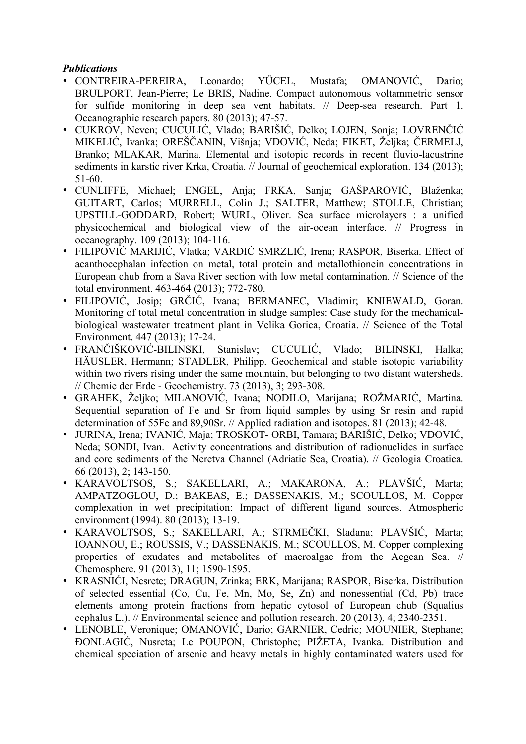***Publications***

- CONTREIRA-PEREIRA, Leonardo; YÜCEL, Mustafa; OMANOVIĆ, Dario; BRULPORT, Jean-Pierre; Le BRIS, Nadine. Compact autonomous voltammetric sensor for sulfide monitoring in deep sea vent habitats. // Deep-sea research. Part 1. Oceanographic research papers. 80 (2013); 47-57.
- CUKROV, Neven; CUCULIĆ, Vlado; BARIŠIĆ, Delko; LOJEN, Sonja; LOVRENČIĆ MIKELIĆ, Ivanka; OREŠČANIN, Višnja; VDOVIĆ, Neda; FIKET, Željka; ČERMELJ, Branko; MLAKAR, Marina. Elemental and isotopic records in recent fluvio-lacustrine sediments in karstic river Krka, Croatia. // Journal of geochemical exploration. 134 (2013); 51-60.
- CUNLIFFE, Michael; ENGEL, Anja; FRKA, Sanja; GAŠPAROVIĆ, Blaženka; GUITART, Carlos; MURRELL, Colin J.; SALTER, Matthew; STOLLE, Christian; UPSTILL-GODDARD, Robert; WURL, Oliver. Sea surface microlayers : a unified physicochemical and biological view of the air-ocean interface. // Progress in oceanography. 109 (2013); 104-116.
- FILIPOVIĆ MARIJIĆ, Vlatka; VARDIĆ SMRZLIĆ, Irena; RASPOR, Biserka. Effect of acanthocephalan infection on metal, total protein and metallothionein concentrations in European chub from a Sava River section with low metal contamination. // Science of the total environment. 463-464 (2013); 772-780.
- FILIPOVIĆ, Josip; GRČIĆ, Ivana; BERMANEC, Vladimir; KNIEWALD, Goran. Monitoring of total metal concentration in sludge samples: Case study for the mechanical-biological wastewater treatment plant in Velika Gorica, Croatia. // Science of the Total Environment. 447 (2013); 17-24.
- FRANČIŠKOVIĆ-BILINSKI, Stanislav; CUCULIĆ, Vlado; BILINSKI, Halka; HÄUSLER, Hermann; STADLER, Philipp. Geochemical and stable isotopic variability within two rivers rising under the same mountain, but belonging to two distant watersheds. // Chemie der Erde - Geochemistry. 73 (2013), 3; 293-308.
- GRAHEK, Željko; MILANOVIĆ, Ivana; NODILO, Marijana; ROŽMARIĆ, Martina. Sequential separation of Fe and Sr from liquid samples by using Sr resin and rapid determination of 55Fe and 89,90Sr. // Applied radiation and isotopes. 81 (2013); 42-48.
- JURINA, Irena; IVANIĆ, Maja; TROSKOT- ORBI, Tamara; BARIŠIĆ, Delko; VDOVIĆ, Neda; SONDI, Ivan. Activity concentrations and distribution of radionuclides in surface and core sediments of the Neretva Channel (Adriatic Sea, Croatia). // Geologia Croatica. 66 (2013), 2; 143-150.
- KARAVOLTSOS, S.; SAKELLARI, A.; MAKARONA, A.; PLAVŠIĆ, Marta; AMPATZOGLOU, D.; BAKEAS, E.; DASSENAKIS, M.; SCOULLOS, M. Copper complexation in wet precipitation: Impact of different ligand sources. Atmospheric environment (1994). 80 (2013); 13-19.
- KARAVOLTSOS, S.; SAKELLARI, A.; STRMEČKI, Slađana; PLAVŠIĆ, Marta; IOANNOU, E.; ROUSSIS, V.; DASSENAKIS, M.; SCOULLOS, M. Copper complexing properties of exudates and metabolites of macroalgae from the Aegean Sea. // Chemosphere. 91 (2013), 11; 1590-1595.
- KRASNIĆI, Nesrete; DRAGUN, Zrinka; ERK, Marijana; RASPOR, Biserka. Distribution of selected essential (Co, Cu, Fe, Mn, Mo, Se, Zn) and nonessential (Cd, Pb) trace elements among protein fractions from hepatic cytosol of European chub (Squalius cephalus L.). // Environmental science and pollution research. 20 (2013), 4; 2340-2351.
- LENOBLE, Veronique; OMANOVIĆ, Dario; GARNIER, Cedric; MOUNIER, Stephane; ĐONLAGIĆ, Nusreta; Le POUPON, Christophe; PIŽETA, Ivanka. Distribution and chemical speciation of arsenic and heavy metals in highly contaminated waters used for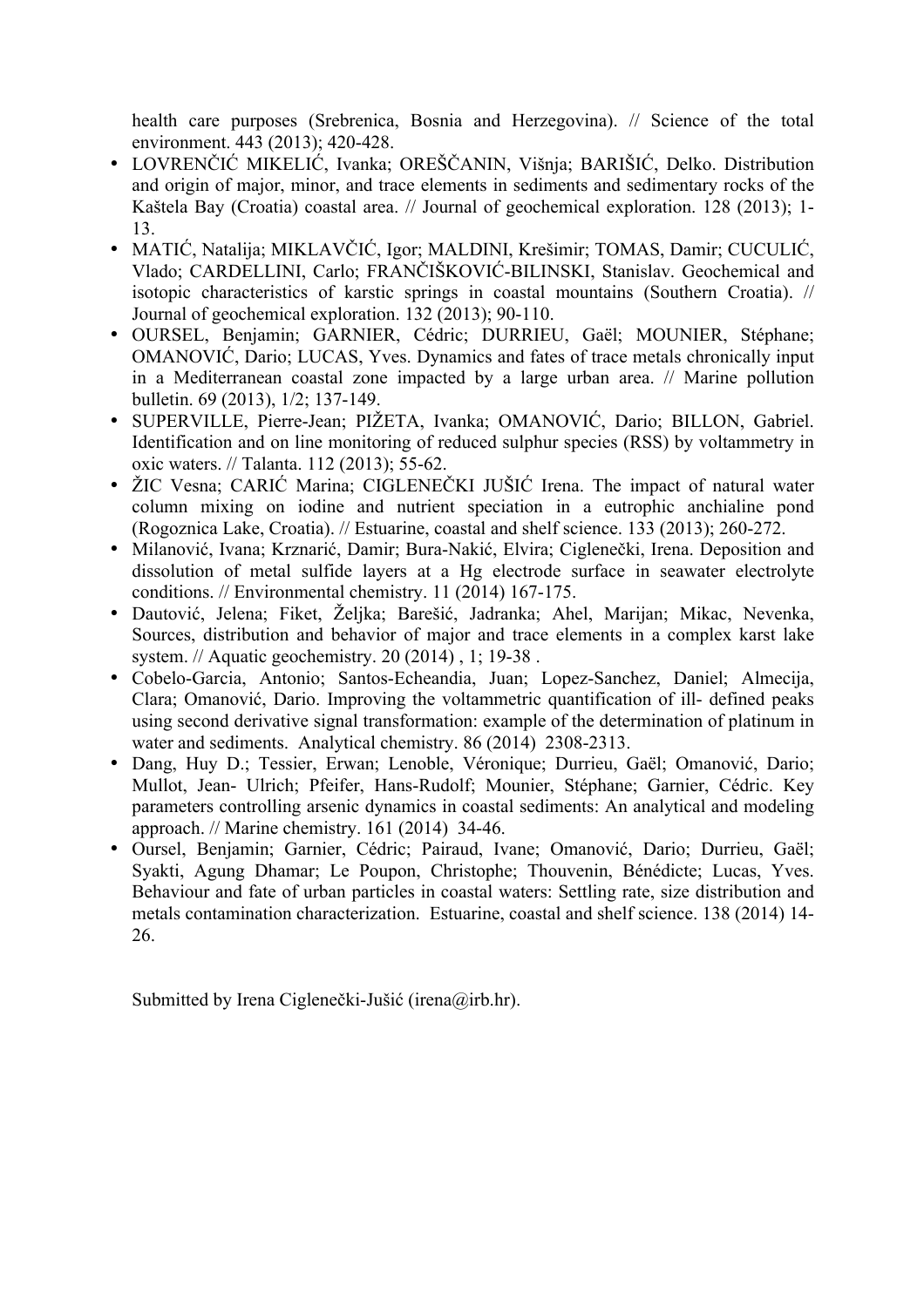health care purposes (Srebrenica, Bosnia and Herzegovina). // Science of the total environment. 443 (2013); 420-428.

- LOVRENČIĆ MIKELIĆ, Ivanka; OREŠČANIN, Višnja; BARIŠIĆ, Delko. Distribution and origin of major, minor, and trace elements in sediments and sedimentary rocks of the Kaštela Bay (Croatia) coastal area. // Journal of geochemical exploration. 128 (2013); 1-13.
- MATIĆ, Natalija; MIKLAVČIĆ, Igor; MALDINI, Krešimir; TOMAS, Damir; CUCULIĆ, Vlado; CARDELLINI, Carlo; FRANČIŠKOVIĆ-BILINSKI, Stanislav. Geochemical and isotopic characteristics of karstic springs in coastal mountains (Southern Croatia). // Journal of geochemical exploration. 132 (2013); 90-110.
- OURSEL, Benjamin; GARNIER, Cédric; DURRIEU, Gaël; MOUNIER, Stéphane; OMANOVIĆ, Dario; LUCAS, Yves. Dynamics and fates of trace metals chronically input in a Mediterranean coastal zone impacted by a large urban area. // Marine pollution bulletin. 69 (2013), 1/2; 137-149.
- SUPERVILLE, Pierre-Jean; PIŽETA, Ivanka; OMANOVIĆ, Dario; BILLON, Gabriel. Identification and on line monitoring of reduced sulphur species (RSS) by voltammetry in oxic waters. // Talanta. 112 (2013); 55-62.
- ŽIC Vesna; CARIĆ Marina; CIGLENEČKI JUŠIĆ Irena. The impact of natural water column mixing on iodine and nutrient speciation in a eutrophic anchialine pond (Rogoznica Lake, Croatia). // Estuarine, coastal and shelf science. 133 (2013); 260-272.
- Milanović, Ivana; Krznarić, Damir; Bura-Nakić, Elvira; Ciglenečki, Irena. Deposition and dissolution of metal sulfide layers at a Hg electrode surface in seawater electrolyte conditions. // Environmental chemistry. 11 (2014) 167-175.
- Dautović, Jelena; Fiket, Željka; Barešić, Jadranka; Ahel, Marijan; Mikac, Nevenka, Sources, distribution and behavior of major and trace elements in a complex karst lake system. // Aquatic geochemistry. 20 (2014) , 1; 19-38 .
- Cobelo-Garcia, Antonio; Santos-Echeandia, Juan; Lopez-Sanchez, Daniel; Almecija, Clara; Omanović, Dario. Improving the voltammetric quantification of ill- defined peaks using second derivative signal transformation: example of the determination of platinum in water and sediments. Analytical chemistry. 86 (2014) 2308-2313.
- Dang, Huy D.; Tessier, Erwan; Lenoble, Véronique; Durrieu, Gaël; Omanović, Dario; Mullot, Jean- Ulrich; Pfeifer, Hans-Rudolf; Mounier, Stéphane; Garnier, Cédric. Key parameters controlling arsenic dynamics in coastal sediments: An analytical and modeling approach. // Marine chemistry. 161 (2014) 34-46.
- Oursel, Benjamin; Garnier, Cédric; Pairaud, Ivane; Omanović, Dario; Durrieu, Gaël; Syakti, Agung Dhamar; Le Poupon, Christophe; Thouvenin, Bénédicte; Lucas, Yves. Behaviour and fate of urban particles in coastal waters: Settling rate, size distribution and metals contamination characterization. Estuarine, coastal and shelf science. 138 (2014) 14-26.

Submitted by Irena Ciglenečki-Jušić (irena@irb.hr).